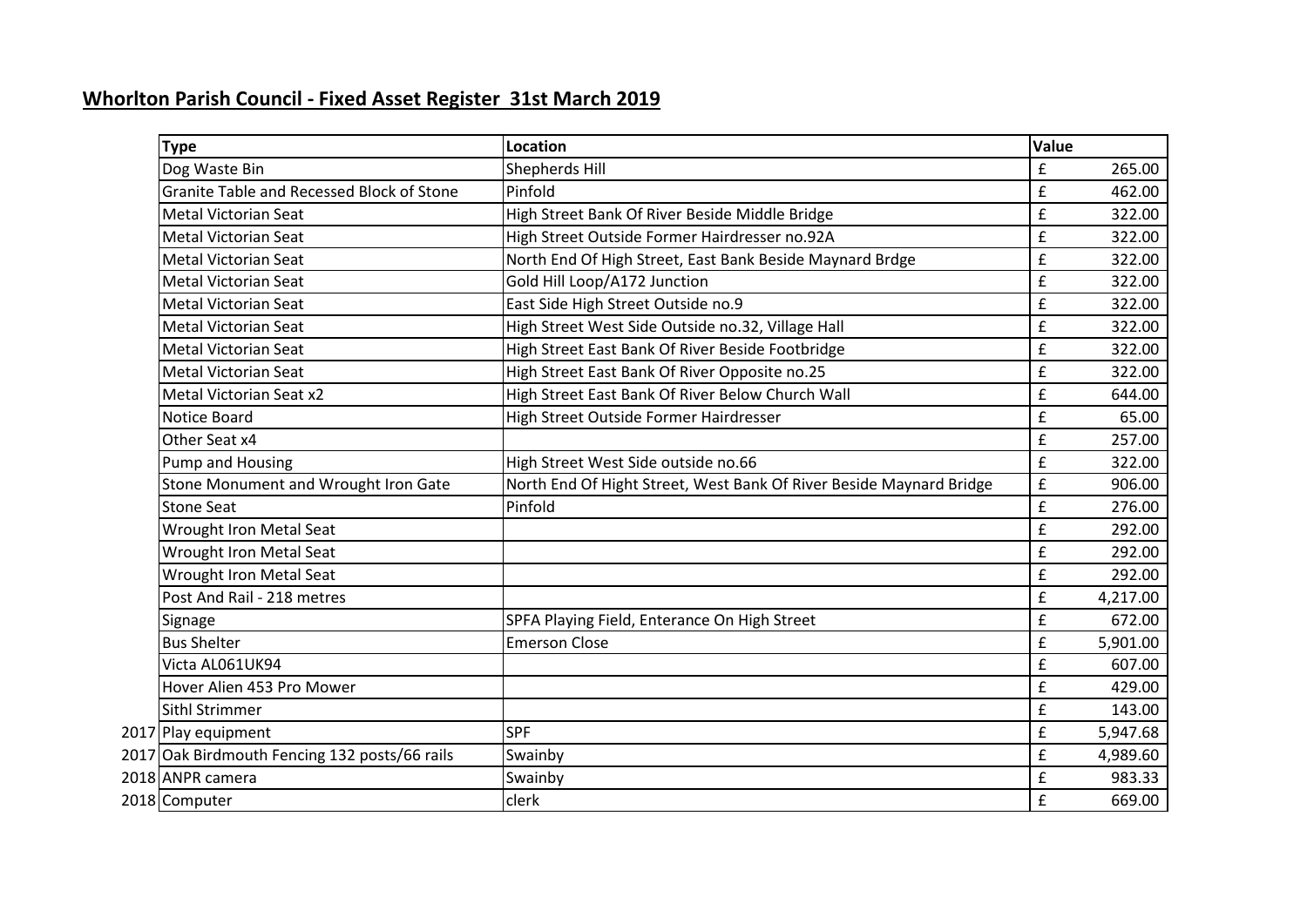# Whorlton Parish Council - Fixed Asset Register 31st March 2019

| | Type | Location | Value |
|---|---|---|---|
| | Dog Waste Bin | Shepherds Hill | £ 265.00 |
| | Granite Table and Recessed Block of Stone | Pinfold | £ 462.00 |
| | Metal Victorian Seat | High Street Bank Of River Beside Middle Bridge | £ 322.00 |
| | Metal Victorian Seat | High Street Outside Former Hairdresser no.92A | £ 322.00 |
| | Metal Victorian Seat | North End Of High Street, East Bank Beside Maynard Brdge | £ 322.00 |
| | Metal Victorian Seat | Gold Hill Loop/A172 Junction | £ 322.00 |
| | Metal Victorian Seat | East Side High Street Outside no.9 | £ 322.00 |
| | Metal Victorian Seat | High Street West Side Outside no.32, Village Hall | £ 322.00 |
| | Metal Victorian Seat | High Street East Bank Of River Beside Footbridge | £ 322.00 |
| | Metal Victorian Seat | High Street East Bank Of River Opposite no.25 | £ 322.00 |
| | Metal Victorian Seat x2 | High Street East Bank Of River Below Church Wall | £ 644.00 |
| | Notice Board | High Street Outside Former Hairdresser | £ 65.00 |
| | Other Seat x4 | | £ 257.00 |
| | Pump and Housing | High Street West Side outside no.66 | £ 322.00 |
| | Stone Monument and Wrought Iron Gate | North End Of Hight Street, West Bank Of River Beside Maynard Bridge | £ 906.00 |
| | Stone Seat | Pinfold | £ 276.00 |
| | Wrought Iron Metal Seat | | £ 292.00 |
| | Wrought Iron Metal Seat | | £ 292.00 |
| | Wrought Iron Metal Seat | | £ 292.00 |
| | Post And Rail - 218 metres | | £ 4,217.00 |
| | Signage | SPFA Playing Field, Enterance On High Street | £ 672.00 |
| | Bus Shelter | Emerson Close | £ 5,901.00 |
| | Victa AL061UK94 | | £ 607.00 |
| | Hover Alien 453 Pro Mower | | £ 429.00 |
| | Sithl Strimmer | | £ 143.00 |
| 2017 | Play equipment | SPF | £ 5,947.68 |
| 2017 | Oak Birdmouth Fencing 132 posts/66 rails | Swainby | £ 4,989.60 |
| 2018 | ANPR camera | Swainby | £ 983.33 |
| 2018 | Computer | clerk | £ 669.00 |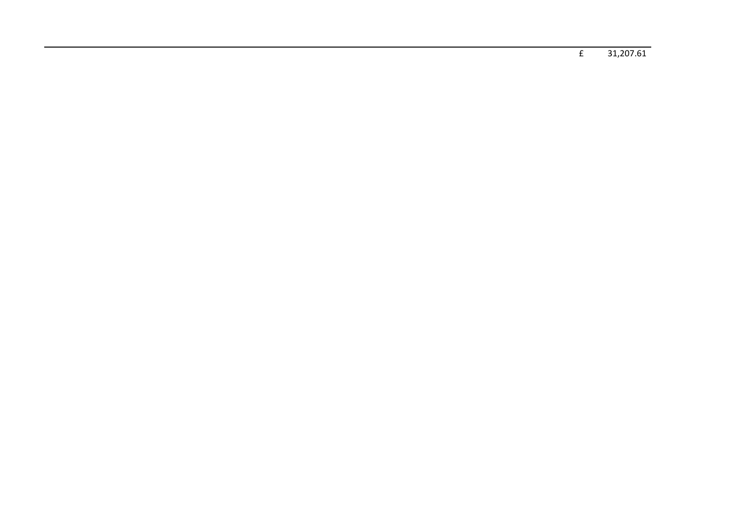| | |
|---|---|
| £ | 31,207.61 |